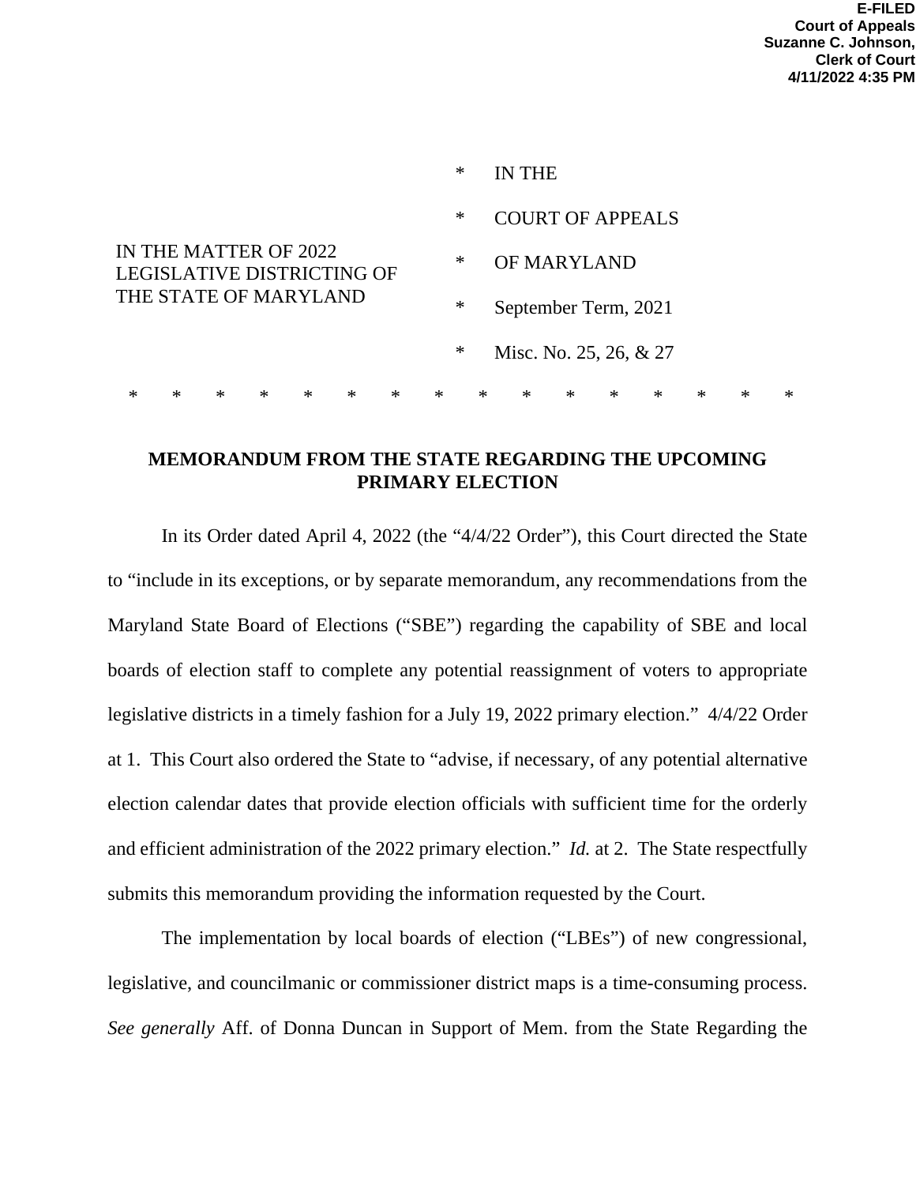E-FILED
Court of Appeals
Suzanne C. Johnson,
Clerk of Court
4/11/2022 4:35 PM

| | | |
|---|---|---|
| IN THE MATTER OF 2022 LEGISLATIVE DISTRICTING OF THE STATE OF MARYLAND | * | IN THE |
| | * | COURT OF APPEALS |
| | * | OF MARYLAND |
| | * | September Term, 2021 |
| | * | Misc. No. 25, 26, & 27 |

\* \* \* \* \* \* \* \* \* \* \* \* \* \* \* \*

**MEMORANDUM FROM THE STATE REGARDING THE UPCOMING PRIMARY ELECTION**

In its Order dated April 4, 2022 (the "4/4/22 Order"), this Court directed the State to "include in its exceptions, or by separate memorandum, any recommendations from the Maryland State Board of Elections ("SBE") regarding the capability of SBE and local boards of election staff to complete any potential reassignment of voters to appropriate legislative districts in a timely fashion for a July 19, 2022 primary election." 4/4/22 Order at 1. This Court also ordered the State to "advise, if necessary, of any potential alternative election calendar dates that provide election officials with sufficient time for the orderly and efficient administration of the 2022 primary election." *Id.* at 2. The State respectfully submits this memorandum providing the information requested by the Court.

The implementation by local boards of election ("LBEs") of new congressional, legislative, and councilmanic or commissioner district maps is a time-consuming process. *See generally* Aff. of Donna Duncan in Support of Mem. from the State Regarding the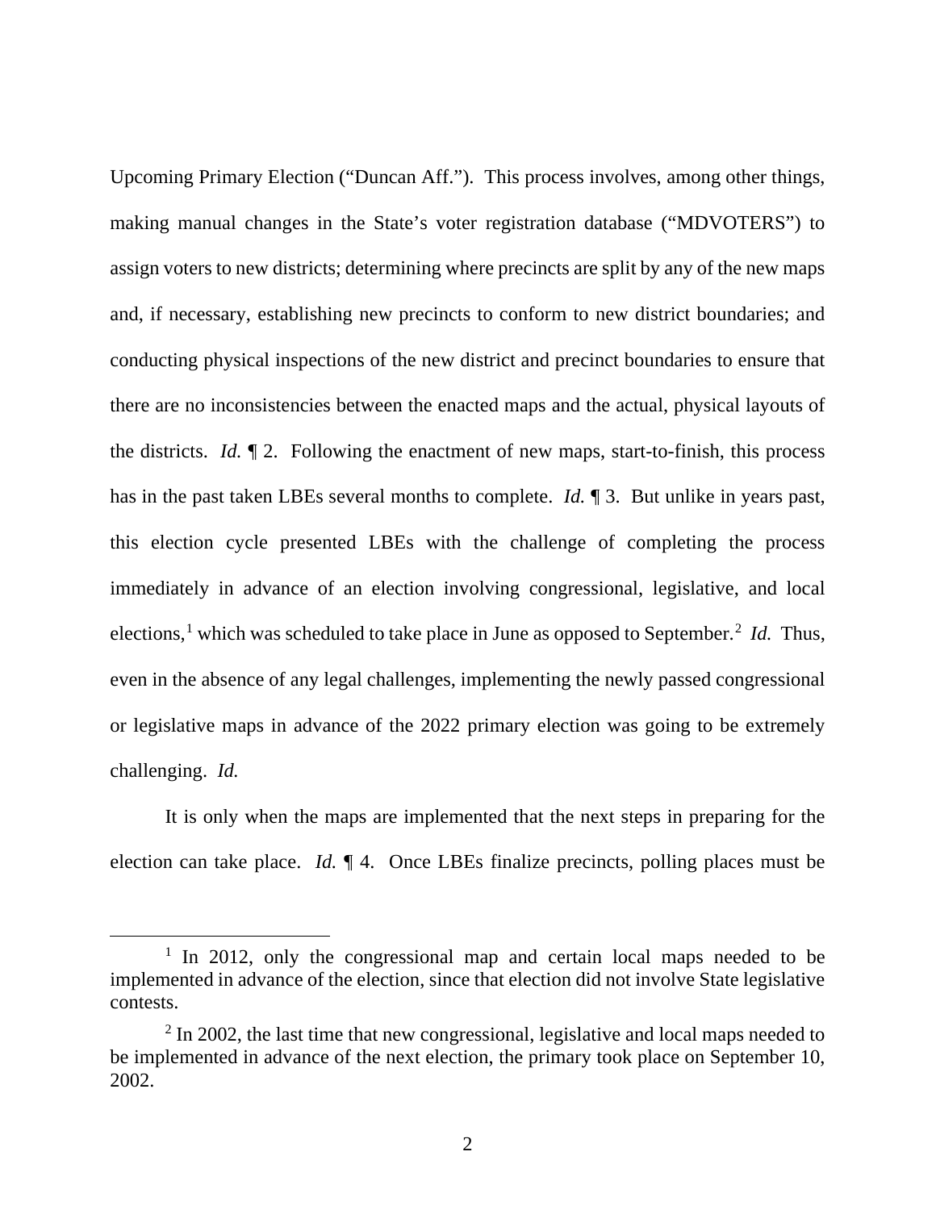Upcoming Primary Election ("Duncan Aff."). This process involves, among other things, making manual changes in the State's voter registration database ("MDVOTERS") to assign voters to new districts; determining where precincts are split by any of the new maps and, if necessary, establishing new precincts to conform to new district boundaries; and conducting physical inspections of the new district and precinct boundaries to ensure that there are no inconsistencies between the enacted maps and the actual, physical layouts of the districts. *Id.* ¶ 2. Following the enactment of new maps, start-to-finish, this process has in the past taken LBEs several months to complete. *Id.* ¶ 3. But unlike in years past, this election cycle presented LBEs with the challenge of completing the process immediately in advance of an election involving congressional, legislative, and local elections,[1] which was scheduled to take place in June as opposed to September.[2] *Id.* Thus, even in the absence of any legal challenges, implementing the newly passed congressional or legislative maps in advance of the 2022 primary election was going to be extremely challenging. *Id.*

It is only when the maps are implemented that the next steps in preparing for the election can take place. *Id.* ¶ 4. Once LBEs finalize precincts, polling places must be

---

[1] In 2012, only the congressional map and certain local maps needed to be implemented in advance of the election, since that election did not involve State legislative contests.

[2] In 2002, the last time that new congressional, legislative and local maps needed to be implemented in advance of the next election, the primary took place on September 10, 2002.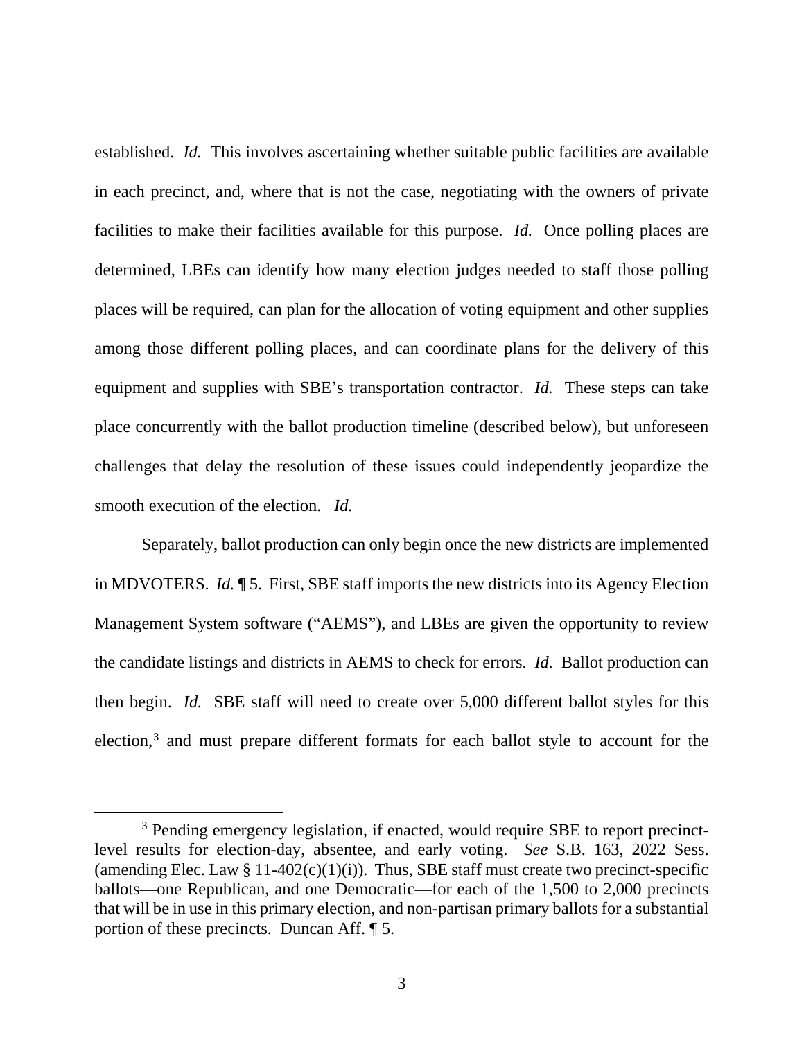established. *Id.* This involves ascertaining whether suitable public facilities are available in each precinct, and, where that is not the case, negotiating with the owners of private facilities to make their facilities available for this purpose. *Id.* Once polling places are determined, LBEs can identify how many election judges needed to staff those polling places will be required, can plan for the allocation of voting equipment and other supplies among those different polling places, and can coordinate plans for the delivery of this equipment and supplies with SBE's transportation contractor. *Id.* These steps can take place concurrently with the ballot production timeline (described below), but unforeseen challenges that delay the resolution of these issues could independently jeopardize the smooth execution of the election. *Id.*

Separately, ballot production can only begin once the new districts are implemented in MDVOTERS. *Id.* ¶ 5. First, SBE staff imports the new districts into its Agency Election Management System software ("AEMS"), and LBEs are given the opportunity to review the candidate listings and districts in AEMS to check for errors. *Id.* Ballot production can then begin. *Id.* SBE staff will need to create over 5,000 different ballot styles for this election,[3] and must prepare different formats for each ballot style to account for the

[3] Pending emergency legislation, if enacted, would require SBE to report precinct-level results for election-day, absentee, and early voting. *See* S.B. 163, 2022 Sess. (amending Elec. Law § 11-402(c)(1)(i)). Thus, SBE staff must create two precinct-specific ballots—one Republican, and one Democratic—for each of the 1,500 to 2,000 precincts that will be in use in this primary election, and non-partisan primary ballots for a substantial portion of these precincts. Duncan Aff. ¶ 5.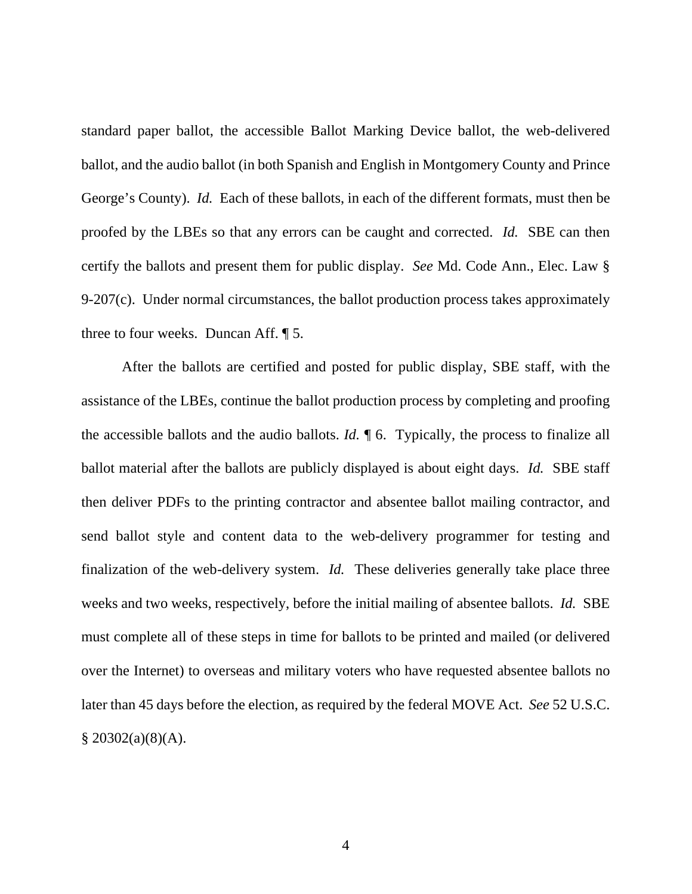standard paper ballot, the accessible Ballot Marking Device ballot, the web-delivered ballot, and the audio ballot (in both Spanish and English in Montgomery County and Prince George's County). *Id.* Each of these ballots, in each of the different formats, must then be proofed by the LBEs so that any errors can be caught and corrected. *Id.* SBE can then certify the ballots and present them for public display. *See* Md. Code Ann., Elec. Law § 9-207(c). Under normal circumstances, the ballot production process takes approximately three to four weeks. Duncan Aff. ¶ 5.

After the ballots are certified and posted for public display, SBE staff, with the assistance of the LBEs, continue the ballot production process by completing and proofing the accessible ballots and the audio ballots. *Id.* ¶ 6. Typically, the process to finalize all ballot material after the ballots are publicly displayed is about eight days. *Id.* SBE staff then deliver PDFs to the printing contractor and absentee ballot mailing contractor, and send ballot style and content data to the web-delivery programmer for testing and finalization of the web-delivery system. *Id.* These deliveries generally take place three weeks and two weeks, respectively, before the initial mailing of absentee ballots. *Id.* SBE must complete all of these steps in time for ballots to be printed and mailed (or delivered over the Internet) to overseas and military voters who have requested absentee ballots no later than 45 days before the election, as required by the federal MOVE Act. *See* 52 U.S.C. § 20302(a)(8)(A).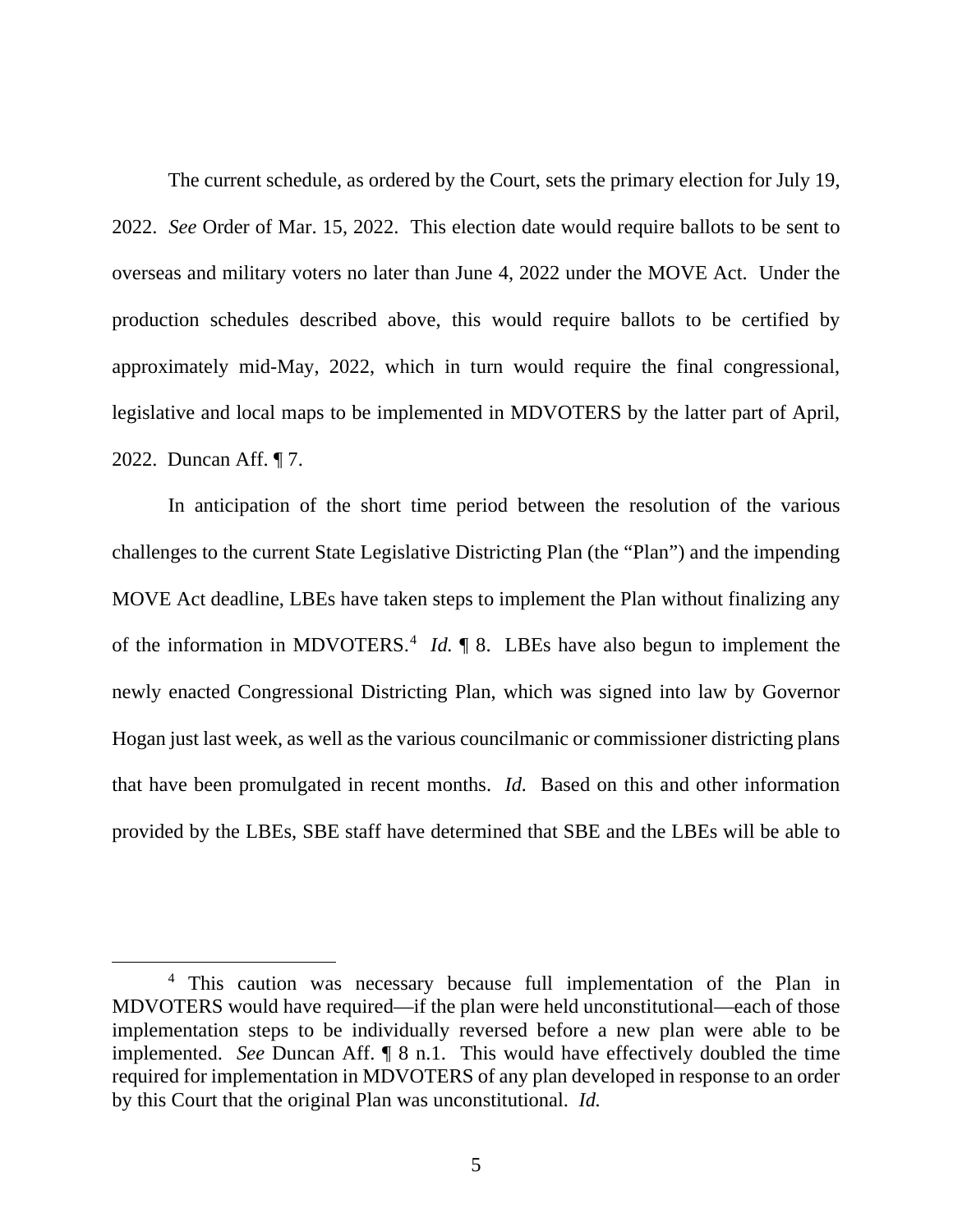The current schedule, as ordered by the Court, sets the primary election for July 19, 2022. *See* Order of Mar. 15, 2022. This election date would require ballots to be sent to overseas and military voters no later than June 4, 2022 under the MOVE Act. Under the production schedules described above, this would require ballots to be certified by approximately mid-May, 2022, which in turn would require the final congressional, legislative and local maps to be implemented in MDVOTERS by the latter part of April, 2022. Duncan Aff. ¶ 7.

In anticipation of the short time period between the resolution of the various challenges to the current State Legislative Districting Plan (the "Plan") and the impending MOVE Act deadline, LBEs have taken steps to implement the Plan without finalizing any of the information in MDVOTERS.[4] *Id.* ¶ 8. LBEs have also begun to implement the newly enacted Congressional Districting Plan, which was signed into law by Governor Hogan just last week, as well as the various councilmanic or commissioner districting plans that have been promulgated in recent months. *Id.* Based on this and other information provided by the LBEs, SBE staff have determined that SBE and the LBEs will be able to

[4] This caution was necessary because full implementation of the Plan in MDVOTERS would have required—if the plan were held unconstitutional—each of those implementation steps to be individually reversed before a new plan were able to be implemented. *See* Duncan Aff. ¶ 8 n.1. This would have effectively doubled the time required for implementation in MDVOTERS of any plan developed in response to an order by this Court that the original Plan was unconstitutional. *Id.*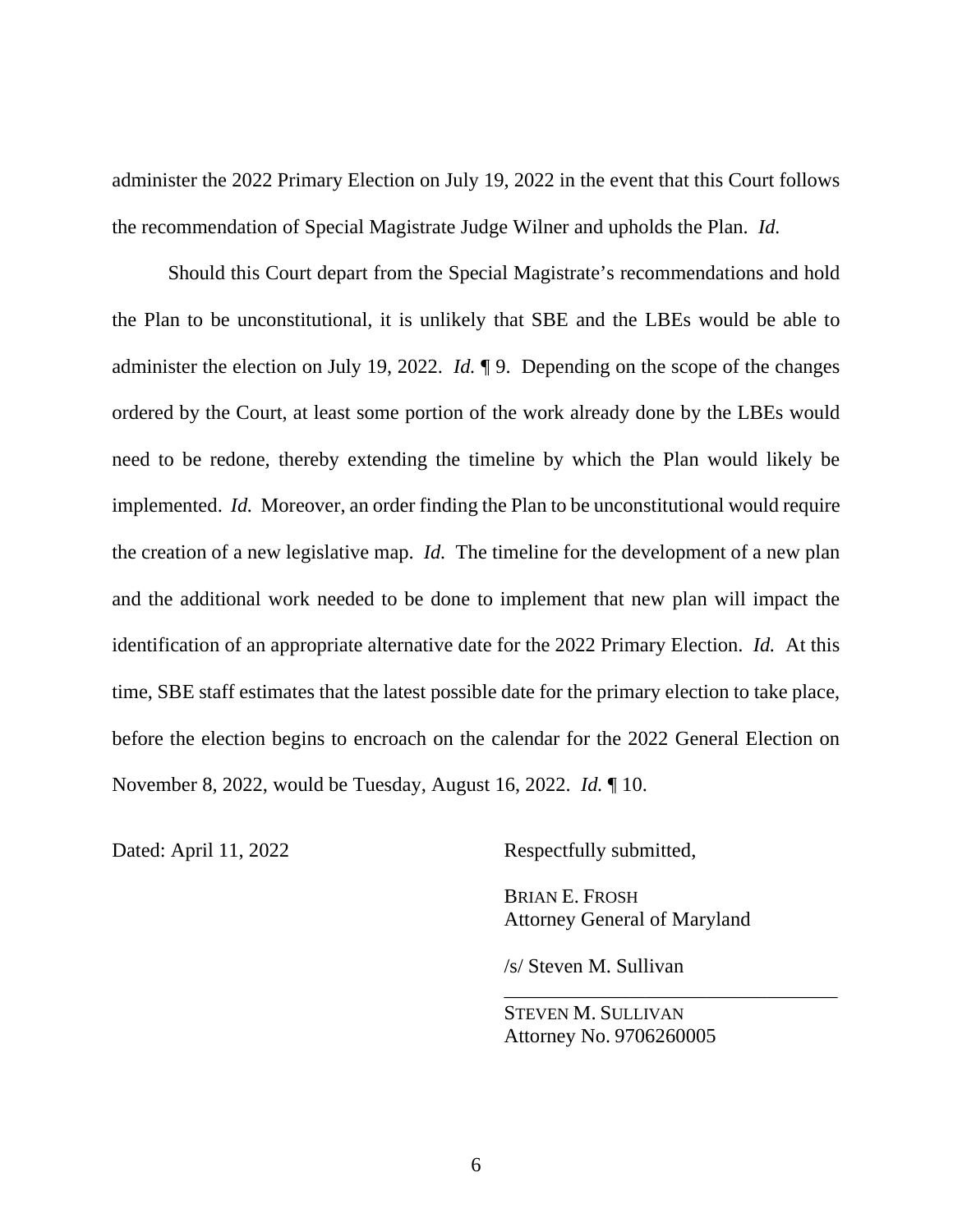administer the 2022 Primary Election on July 19, 2022 in the event that this Court follows the recommendation of Special Magistrate Judge Wilner and upholds the Plan. *Id.*

Should this Court depart from the Special Magistrate's recommendations and hold the Plan to be unconstitutional, it is unlikely that SBE and the LBEs would be able to administer the election on July 19, 2022. *Id.* ¶ 9. Depending on the scope of the changes ordered by the Court, at least some portion of the work already done by the LBEs would need to be redone, thereby extending the timeline by which the Plan would likely be implemented. *Id.* Moreover, an order finding the Plan to be unconstitutional would require the creation of a new legislative map. *Id.* The timeline for the development of a new plan and the additional work needed to be done to implement that new plan will impact the identification of an appropriate alternative date for the 2022 Primary Election. *Id.* At this time, SBE staff estimates that the latest possible date for the primary election to take place, before the election begins to encroach on the calendar for the 2022 General Election on November 8, 2022, would be Tuesday, August 16, 2022. *Id.* ¶ 10.

Dated: April 11, 2022

Respectfully submitted,

BRIAN E. FROSH
Attorney General of Maryland

/s/ Steven M. Sullivan

STEVEN M. SULLIVAN
Attorney No. 9706260005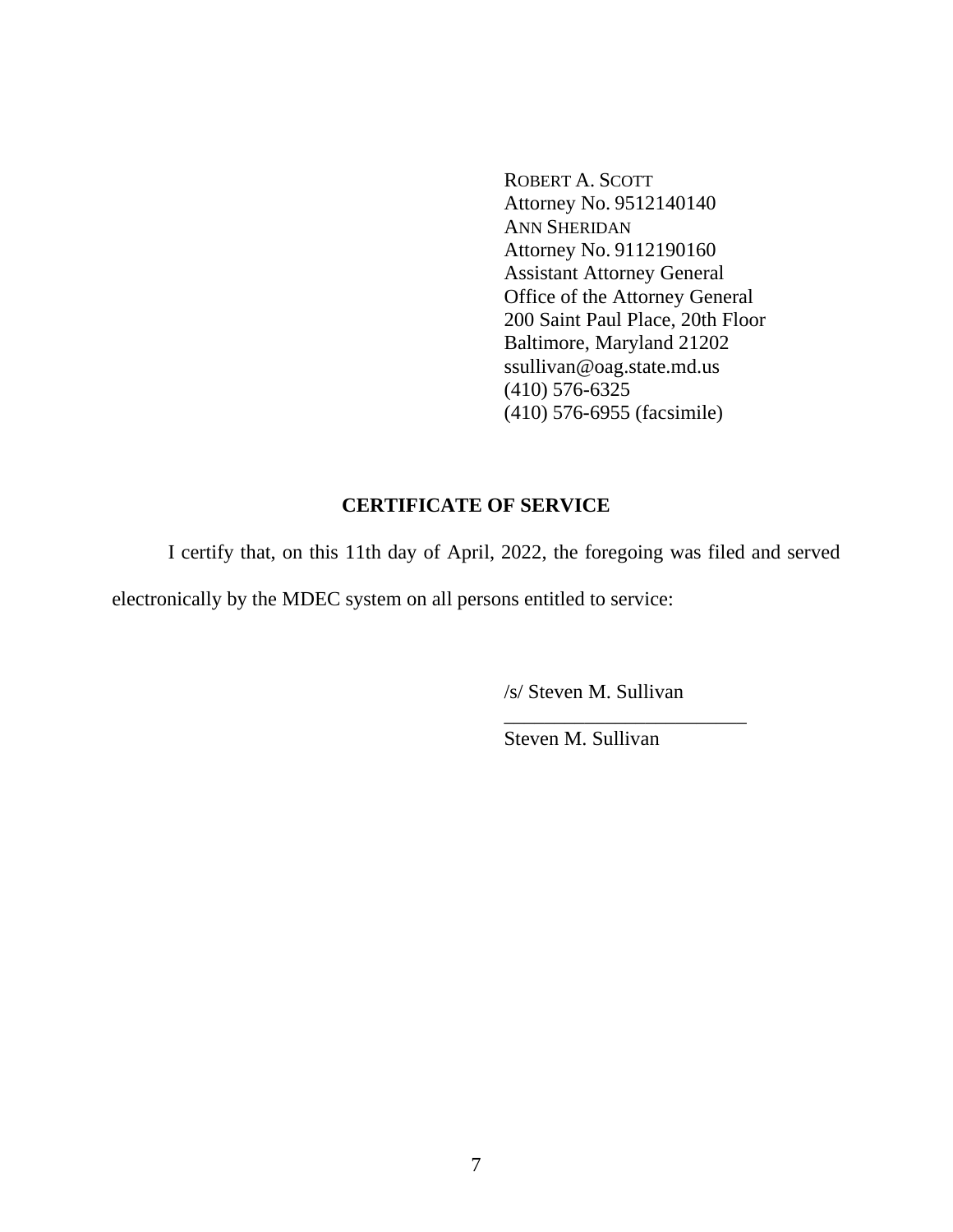ROBERT A. SCOTT
Attorney No. 9512140140
ANN SHERIDAN
Attorney No. 9112190160
Assistant Attorney General
Office of the Attorney General
200 Saint Paul Place, 20th Floor
Baltimore, Maryland 21202
ssullivan@oag.state.md.us
(410) 576-6325
(410) 576-6955 (facsimile)

**CERTIFICATE OF SERVICE**

I certify that, on this 11th day of April, 2022, the foregoing was filed and served electronically by the MDEC system on all persons entitled to service:

/s/ Steven M. Sullivan
\_\_\_\_\_\_\_\_\_\_\_\_\_\_\_\_\_\_\_\_\_\_\_\_\_
Steven M. Sullivan